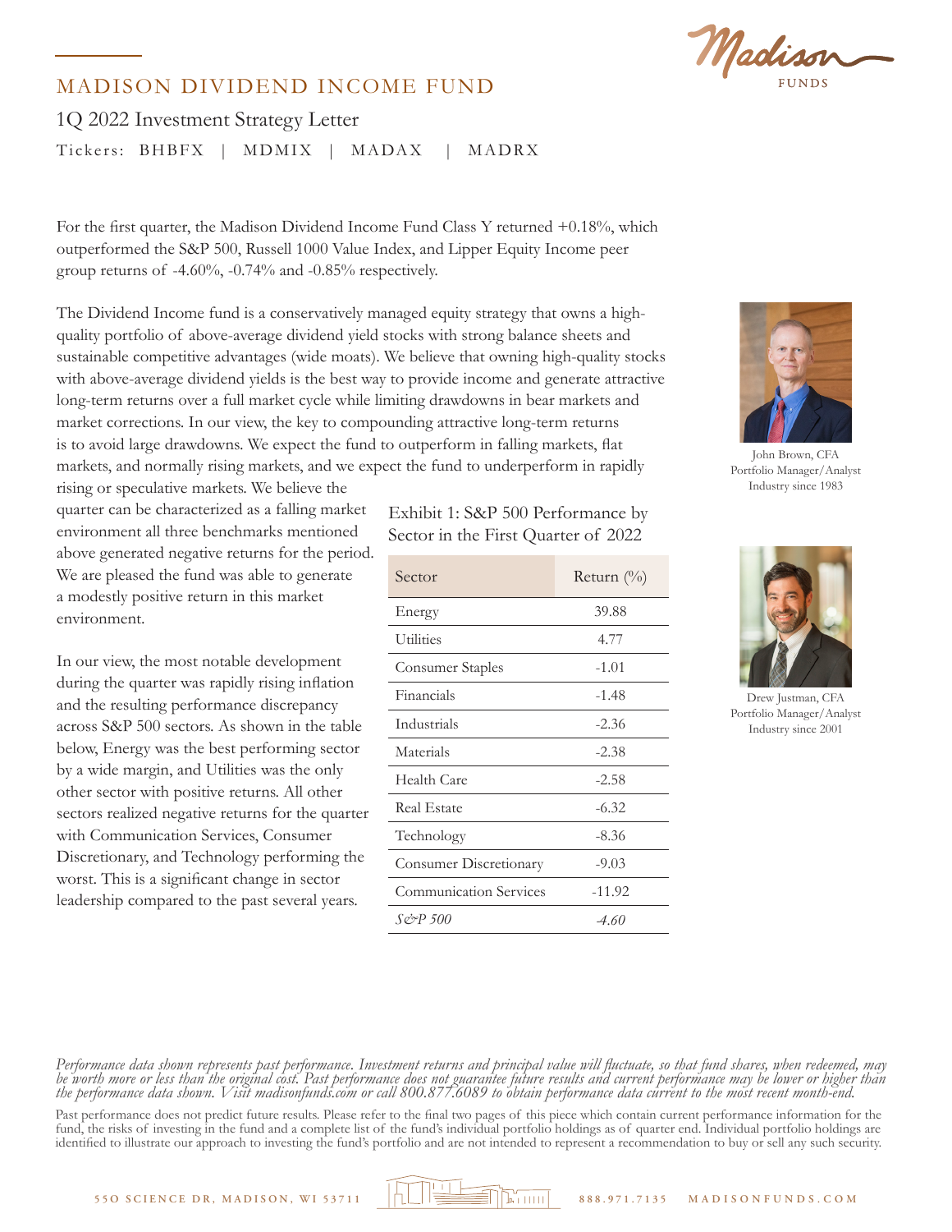# MADISON DIVIDEND INCOME FUND

1Q 2022 Investment Strategy Letter

Tickers: BHBFX | MDMIX | MADAX | MADRX

For the first quarter, the Madison Dividend Income Fund Class Y returned +0.18%, which outperformed the S&P 500, Russell 1000 Value Index, and Lipper Equity Income peer group returns of -4.60%, -0.74% and -0.85% respectively.

The Dividend Income fund is a conservatively managed equity strategy that owns a high-quality portfolio of above-average dividend yield stocks with strong balance sheets and sustainable competitive advantages (wide moats). We believe that owning high-quality stocks with above-average dividend yields is the best way to provide income and generate attractive long-term returns over a full market cycle while limiting drawdowns in bear markets and market corrections. In our view, the key to compounding attractive long-term returns is to avoid large drawdowns. We expect the fund to outperform in falling markets, flat markets, and normally rising markets, and we expect the fund to underperform in rapidly rising or speculative markets. We believe the quarter can be characterized as a falling market environment all three benchmarks mentioned above generated negative returns for the period. We are pleased the fund was able to generate a modestly positive return in this market environment.

In our view, the most notable development during the quarter was rapidly rising inflation and the resulting performance discrepancy across S&P 500 sectors. As shown in the table below, Energy was the best performing sector by a wide margin, and Utilities was the only other sector with positive returns. All other sectors realized negative returns for the quarter with Communication Services, Consumer Discretionary, and Technology performing the worst. This is a significant change in sector leadership compared to the past several years.

Exhibit 1: S&P 500 Performance by Sector in the First Quarter of 2022

| Sector | Return (%) |
|---|---|
| Energy | 39.88 |
| Utilities | 4.77 |
| Consumer Staples | -1.01 |
| Financials | -1.48 |
| Industrials | -2.36 |
| Materials | -2.38 |
| Health Care | -2.58 |
| Real Estate | -6.32 |
| Technology | -8.36 |
| Consumer Discretionary | -9.03 |
| Communication Services | -11.92 |
| *S&P 500* | *-4.60* |

John Brown, CFA
Portfolio Manager/Analyst
Industry since 1983

Drew Justman, CFA
Portfolio Manager/Analyst
Industry since 2001

*Performance data shown represents past performance. Investment returns and principal value will fluctuate, so that fund shares, when redeemed, may be worth more or less than the original cost. Past performance does not guarantee future results and current performance may be lower or higher than the performance data shown. Visit madisonfunds.com or call 800.877.6089 to obtain performance data current to the most recent month-end.*

Past performance does not predict future results. Please refer to the final two pages of this piece which contain current performance information for the fund, the risks of investing in the fund and a complete list of the fund's individual portfolio holdings as of quarter end. Individual portfolio holdings are identified to illustrate our approach to investing the fund's portfolio and are not intended to represent a recommendation to buy or sell any such security.

550 SCIENCE DR, MADISON, WI 53711 | 888.971.7135 | MADISONFUNDS.COM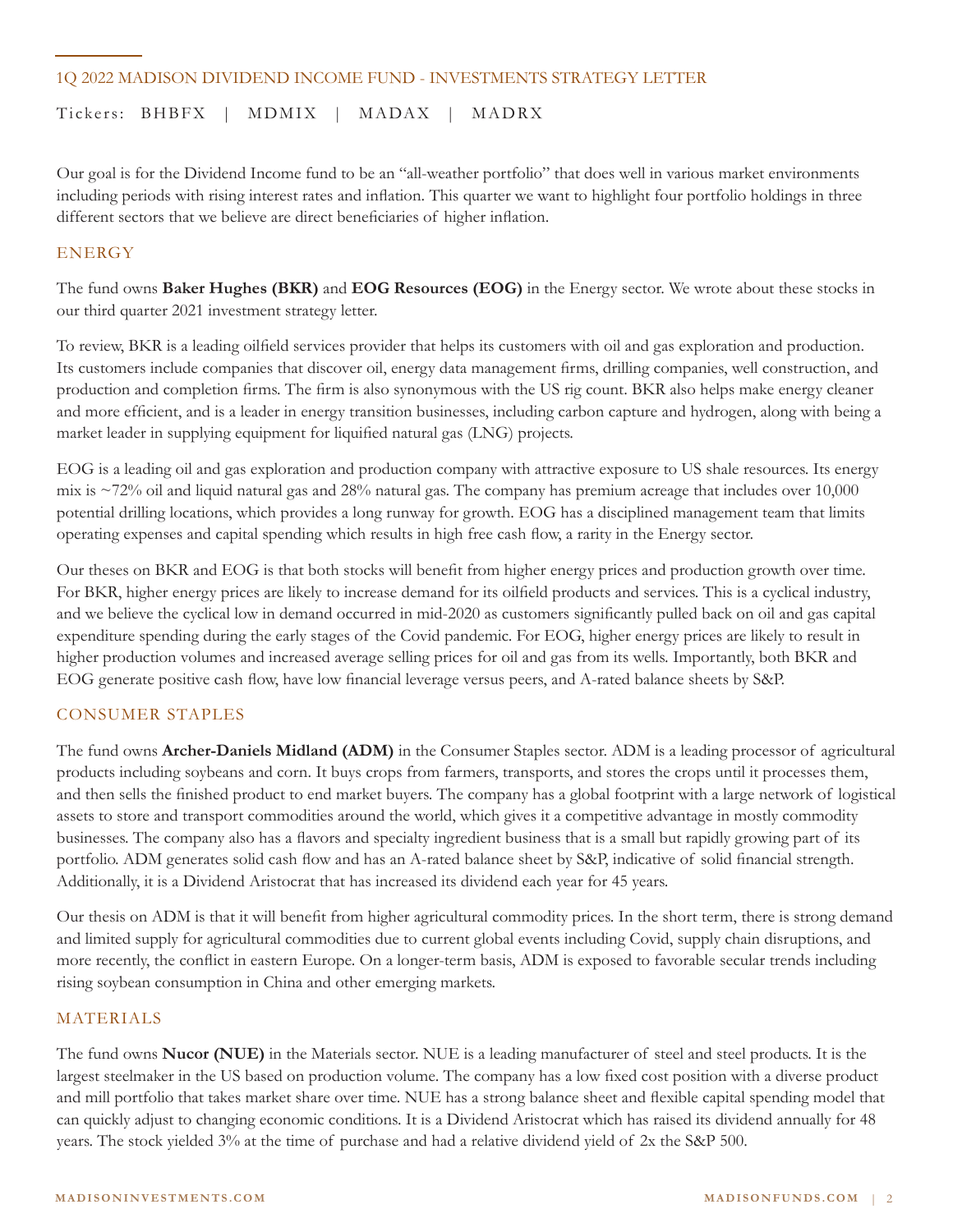## 1Q 2022 MADISON DIVIDEND INCOME FUND - INVESTMENTS STRATEGY LETTER

Tickers: BHBFX | MDMIX | MADAX | MADRX

Our goal is for the Dividend Income fund to be an "all-weather portfolio" that does well in various market environments including periods with rising interest rates and inflation. This quarter we want to highlight four portfolio holdings in three different sectors that we believe are direct beneficiaries of higher inflation.

### ENERGY

The fund owns **Baker Hughes (BKR)** and **EOG Resources (EOG)** in the Energy sector. We wrote about these stocks in our third quarter 2021 investment strategy letter.

To review, BKR is a leading oilfield services provider that helps its customers with oil and gas exploration and production. Its customers include companies that discover oil, energy data management firms, drilling companies, well construction, and production and completion firms. The firm is also synonymous with the US rig count. BKR also helps make energy cleaner and more efficient, and is a leader in energy transition businesses, including carbon capture and hydrogen, along with being a market leader in supplying equipment for liquified natural gas (LNG) projects.

EOG is a leading oil and gas exploration and production company with attractive exposure to US shale resources. Its energy mix is ~72% oil and liquid natural gas and 28% natural gas. The company has premium acreage that includes over 10,000 potential drilling locations, which provides a long runway for growth. EOG has a disciplined management team that limits operating expenses and capital spending which results in high free cash flow, a rarity in the Energy sector.

Our theses on BKR and EOG is that both stocks will benefit from higher energy prices and production growth over time. For BKR, higher energy prices are likely to increase demand for its oilfield products and services. This is a cyclical industry, and we believe the cyclical low in demand occurred in mid-2020 as customers significantly pulled back on oil and gas capital expenditure spending during the early stages of the Covid pandemic. For EOG, higher energy prices are likely to result in higher production volumes and increased average selling prices for oil and gas from its wells. Importantly, both BKR and EOG generate positive cash flow, have low financial leverage versus peers, and A-rated balance sheets by S&P.

### CONSUMER STAPLES

The fund owns **Archer-Daniels Midland (ADM)** in the Consumer Staples sector. ADM is a leading processor of agricultural products including soybeans and corn. It buys crops from farmers, transports, and stores the crops until it processes them, and then sells the finished product to end market buyers. The company has a global footprint with a large network of logistical assets to store and transport commodities around the world, which gives it a competitive advantage in mostly commodity businesses. The company also has a flavors and specialty ingredient business that is a small but rapidly growing part of its portfolio. ADM generates solid cash flow and has an A-rated balance sheet by S&P, indicative of solid financial strength. Additionally, it is a Dividend Aristocrat that has increased its dividend each year for 45 years.

Our thesis on ADM is that it will benefit from higher agricultural commodity prices. In the short term, there is strong demand and limited supply for agricultural commodities due to current global events including Covid, supply chain disruptions, and more recently, the conflict in eastern Europe. On a longer-term basis, ADM is exposed to favorable secular trends including rising soybean consumption in China and other emerging markets.

### MATERIALS

The fund owns **Nucor (NUE)** in the Materials sector. NUE is a leading manufacturer of steel and steel products. It is the largest steelmaker in the US based on production volume. The company has a low fixed cost position with a diverse product and mill portfolio that takes market share over time. NUE has a strong balance sheet and flexible capital spending model that can quickly adjust to changing economic conditions. It is a Dividend Aristocrat which has raised its dividend annually for 48 years. The stock yielded 3% at the time of purchase and had a relative dividend yield of 2x the S&P 500.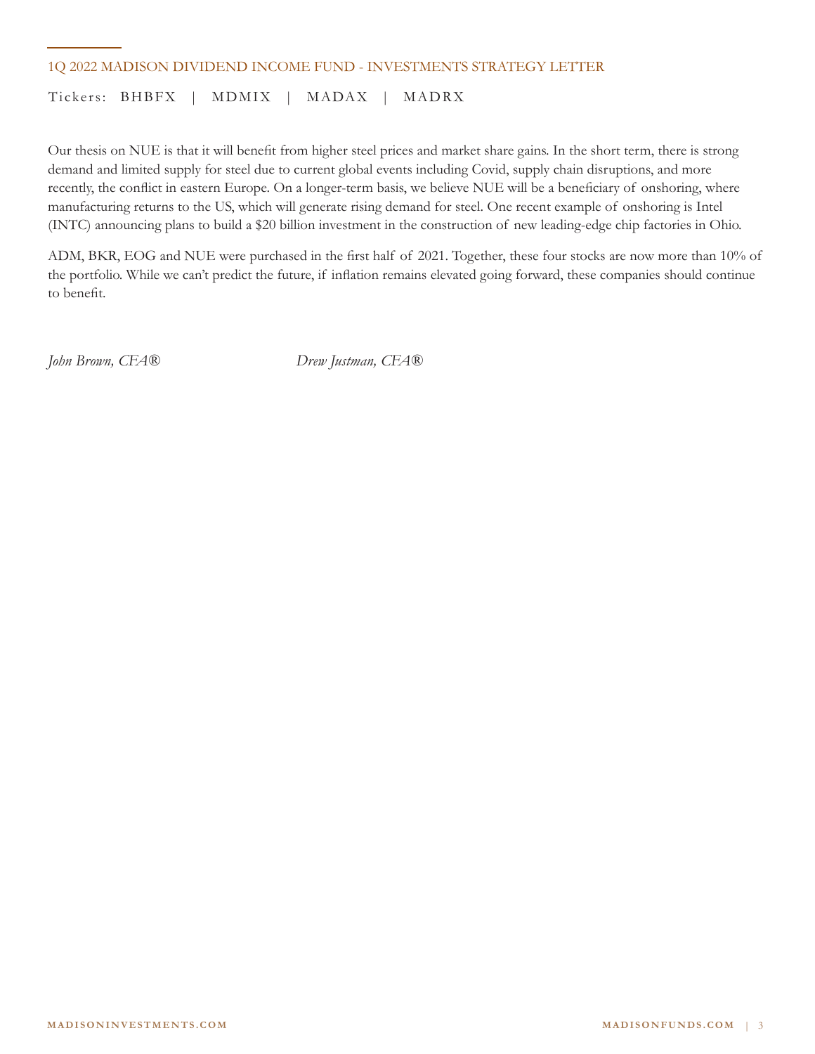Our thesis on NUE is that it will benefit from higher steel prices and market share gains. In the short term, there is strong demand and limited supply for steel due to current global events including Covid, supply chain disruptions, and more recently, the conflict in eastern Europe. On a longer-term basis, we believe NUE will be a beneficiary of onshoring, where manufacturing returns to the US, which will generate rising demand for steel. One recent example of onshoring is Intel (INTC) announcing plans to build a $20 billion investment in the construction of new leading-edge chip factories in Ohio.

ADM, BKR, EOG and NUE were purchased in the first half of 2021. Together, these four stocks are now more than 10% of the portfolio. While we can't predict the future, if inflation remains elevated going forward, these companies should continue to benefit.

*John Brown, CFA®*

*Drew Justman, CFA®*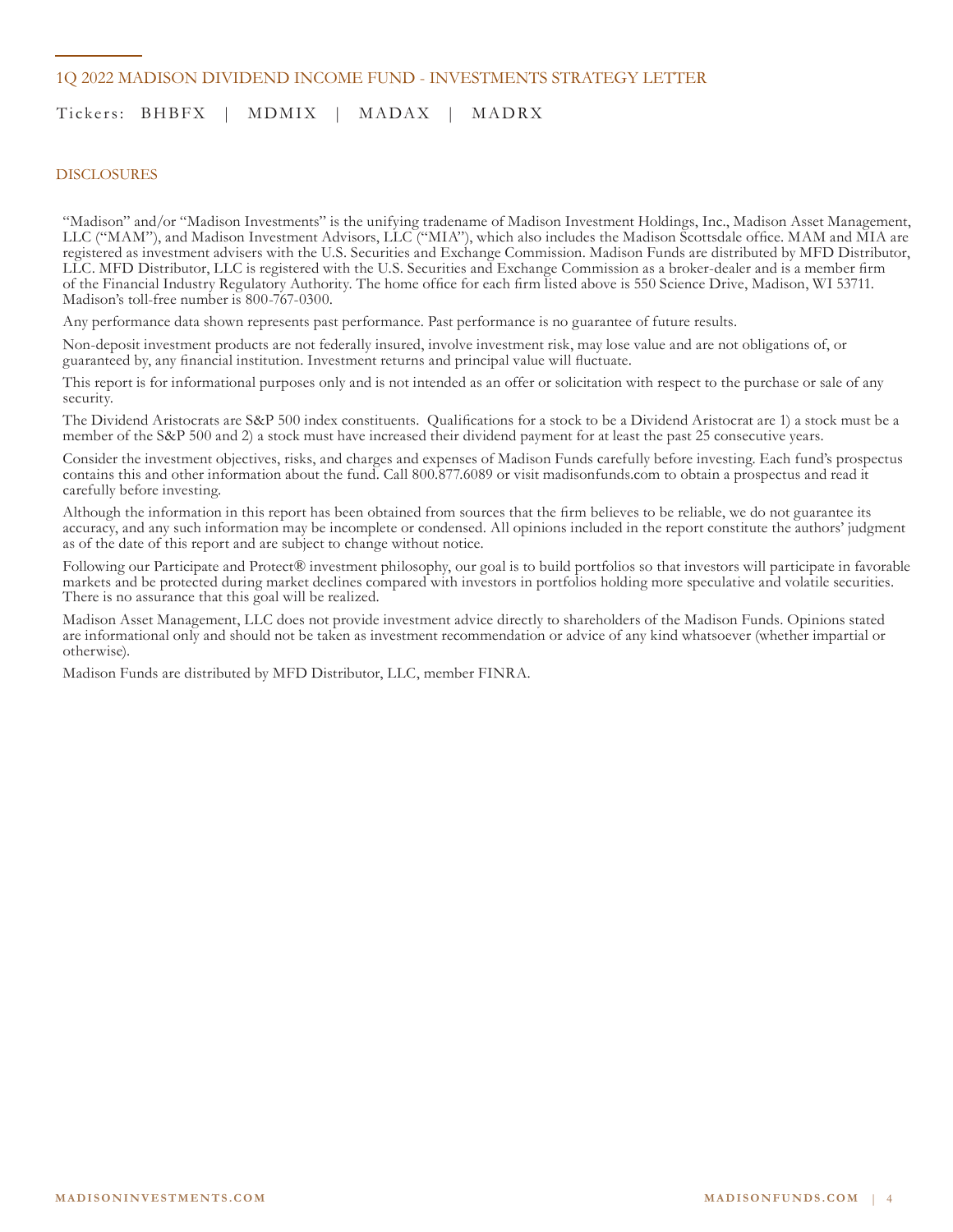1Q 2022 MADISON DIVIDEND INCOME FUND - INVESTMENTS STRATEGY LETTER

Tickers: BHBFX | MDMIX | MADAX | MADRX

## DISCLOSURES

"Madison" and/or "Madison Investments" is the unifying tradename of Madison Investment Holdings, Inc., Madison Asset Management, LLC ("MAM"), and Madison Investment Advisors, LLC ("MIA"), which also includes the Madison Scottsdale office. MAM and MIA are registered as investment advisers with the U.S. Securities and Exchange Commission. Madison Funds are distributed by MFD Distributor, LLC. MFD Distributor, LLC is registered with the U.S. Securities and Exchange Commission as a broker-dealer and is a member firm of the Financial Industry Regulatory Authority. The home office for each firm listed above is 550 Science Drive, Madison, WI 53711. Madison's toll-free number is 800-767-0300.

Any performance data shown represents past performance. Past performance is no guarantee of future results.

Non-deposit investment products are not federally insured, involve investment risk, may lose value and are not obligations of, or guaranteed by, any financial institution. Investment returns and principal value will fluctuate.

This report is for informational purposes only and is not intended as an offer or solicitation with respect to the purchase or sale of any security.

The Dividend Aristocrats are S&P 500 index constituents. Qualifications for a stock to be a Dividend Aristocrat are 1) a stock must be a member of the S&P 500 and 2) a stock must have increased their dividend payment for at least the past 25 consecutive years.

Consider the investment objectives, risks, and charges and expenses of Madison Funds carefully before investing. Each fund's prospectus contains this and other information about the fund. Call 800.877.6089 or visit madisonfunds.com to obtain a prospectus and read it carefully before investing.

Although the information in this report has been obtained from sources that the firm believes to be reliable, we do not guarantee its accuracy, and any such information may be incomplete or condensed. All opinions included in the report constitute the authors' judgment as of the date of this report and are subject to change without notice.

Following our Participate and Protect® investment philosophy, our goal is to build portfolios so that investors will participate in favorable markets and be protected during market declines compared with investors in portfolios holding more speculative and volatile securities. There is no assurance that this goal will be realized.

Madison Asset Management, LLC does not provide investment advice directly to shareholders of the Madison Funds. Opinions stated are informational only and should not be taken as investment recommendation or advice of any kind whatsoever (whether impartial or otherwise).

Madison Funds are distributed by MFD Distributor, LLC, member FINRA.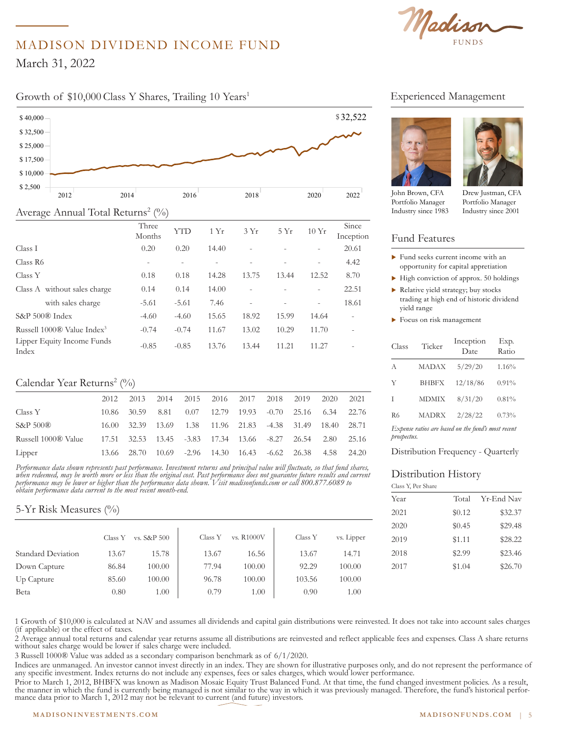# MADISON DIVIDEND INCOME FUND

March 31, 2022

## Growth of $10,000 Class Y Shares, Trailing 10 Years[1]

$32,522

## Average Annual Total Returns[2] (%)

| | Three Months | YTD | 1 Yr | 3 Yr | 5 Yr | 10 Yr | Since Inception |
|---|---|---|---|---|---|---|---|
| Class I | 0.20 | 0.20 | 14.40 | - | - | - | 20.61 |
| Class R6 | - | - | - | - | - | - | 4.42 |
| Class Y | 0.18 | 0.18 | 14.28 | 13.75 | 13.44 | 12.52 | 8.70 |
| Class A without sales charge | 0.14 | 0.14 | 14.00 | - | - | - | 22.51 |
| with sales charge | -5.61 | -5.61 | 7.46 | - | - | - | 18.61 |
| S&P 500® Index | -4.60 | -4.60 | 15.65 | 18.92 | 15.99 | 14.64 | - |
| Russell 1000® Value Index[3] | -0.74 | -0.74 | 11.67 | 13.02 | 10.29 | 11.70 | - |
| Lipper Equity Income Funds Index | -0.85 | -0.85 | 13.76 | 13.44 | 11.21 | 11.27 | - |

## Calendar Year Returns[2] (%)

| | 2012 | 2013 | 2014 | 2015 | 2016 | 2017 | 2018 | 2019 | 2020 | 2021 |
|---|---|---|---|---|---|---|---|---|---|---|
| Class Y | 10.86 | 30.59 | 8.81 | 0.07 | 12.79 | 19.93 | -0.70 | 25.16 | 6.34 | 22.76 |
| S&P 500® | 16.00 | 32.39 | 13.69 | 1.38 | 11.96 | 21.83 | -4.38 | 31.49 | 18.40 | 28.71 |
| Russell 1000® Value | 17.51 | 32.53 | 13.45 | -3.83 | 17.34 | 13.66 | -8.27 | 26.54 | 2.80 | 25.16 |
| Lipper | 13.66 | 28.70 | 10.69 | -2.96 | 14.30 | 16.43 | -6.62 | 26.38 | 4.58 | 24.20 |

*Performance data shown represents past performance. Investment returns and principal value will fluctuate, so that fund shares, when redeemed, may be worth more or less than the original cost. Past performance does not guarantee future results and current performance may be lower or higher than the performance data shown. Visit madisonfunds.com or call 800.877.6089 to obtain performance data current to the most recent month-end.*

## 5-Yr Risk Measures (%)

| | Class Y | vs. S&P 500 | Class Y | vs. R1000V | Class Y | vs. Lipper |
|---|---|---|---|---|---|---|
| Standard Deviation | 13.67 | 15.78 | 13.67 | 16.56 | 13.67 | 14.71 |
| Down Capture | 86.84 | 100.00 | 77.94 | 100.00 | 92.29 | 100.00 |
| Up Capture | 85.60 | 100.00 | 96.78 | 100.00 | 103.56 | 100.00 |
| Beta | 0.80 | 1.00 | 0.79 | 1.00 | 0.90 | 1.00 |

## Experienced Management

John Brown, CFA
Portfolio Manager
Industry since 1983

Drew Justman, CFA
Portfolio Manager
Industry since 2001

## Fund Features

- Fund seeks current income with an opportunity for capital appreciation
- High conviction of approx. 50 holdings
- Relative yield strategy; buy stocks trading at high end of historic dividend yield range
- Focus on risk management

| Class | Ticker | Inception Date | Exp. Ratio |
|---|---|---|---|
| A | MADAX | 5/29/20 | 1.16% |
| Y | BHBFX | 12/18/86 | 0.91% |
| I | MDMIX | 8/31/20 | 0.81% |
| R6 | MADRX | 2/28/22 | 0.73% |

*Expense ratios are based on the fund's most recent prospectus.*

Distribution Frequency - Quarterly

## Distribution History

Class Y, Per Share

| Year | Total | Yr-End Nav |
|---|---|---|
| 2021 | $0.12 | $32.37 |
| 2020 | $0.45 | $29.48 |
| 2019 | $1.11 | $28.22 |
| 2018 | $2.99 | $23.46 |
| 2017 | $1.04 | $26.70 |

1 Growth of $10,000 is calculated at NAV and assumes all dividends and capital gain distributions were reinvested. It does not take into account sales charges (if applicable) or the effect of taxes.

2 Average annual total returns and calendar year returns assume all distributions are reinvested and reflect applicable fees and expenses. Class A share returns without sales charge would be lower if sales charge were included.

3 Russell 1000® Value was added as a secondary comparison benchmark as of 6/1/2020.

Indices are unmanaged. An investor cannot invest directly in an index. They are shown for illustrative purposes only, and do not represent the performance of any specific investment. Index returns do not include any expenses, fees or sales charges, which would lower performance.

Prior to March 1, 2012, BHBFX was known as Madison Mosaic Equity Trust Balanced Fund. At that time, the fund changed investment policies. As a result, the manner in which the fund is currently being managed is not similar to the way in which it was previously managed. Therefore, the fund's historical performance data prior to March 1, 2012 may not be relevant to current (and future) investors.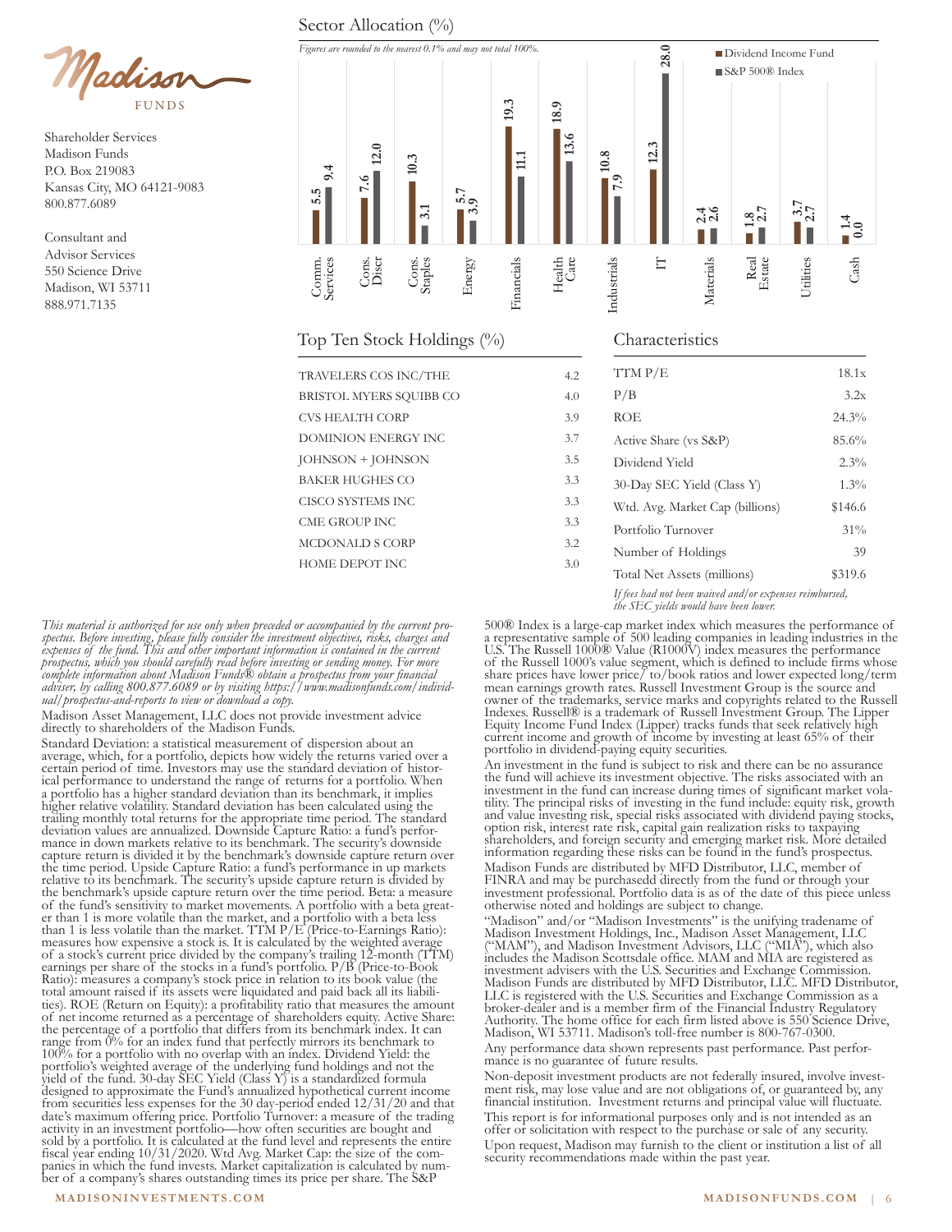Madison FUNDS

Shareholder Services
Madison Funds
P.O. Box 219083
Kansas City, MO 64121-9083
800.877.6089

Consultant and
Advisor Services
550 Science Drive
Madison, WI 53711
888.971.7135

## Sector Allocation (%)

*Figures are rounded to the nearest 0.1% and may not total 100%.*

■ Dividend Income Fund
■ S&P 500® Index

Comm. Services 5.5 9.4
Cons. Discr 7.6 12.0
Cons. Staples 10.3 3.1
Energy 5.7 3.9
Financials 19.3 11.1
Health Care 18.9 13.6
Industrials 10.8 7.9
IT 12.3 28.0
Materials 2.4 2.6
Real Estate 1.8 2.7
Utilities 3.7 2.7
Cash 1.4 0.0

## Top Ten Stock Holdings (%)

| | |
|---|---|
| TRAVELERS COS INC/THE | 4.2 |
| BRISTOL MYERS SQUIBB CO | 4.0 |
| CVS HEALTH CORP | 3.9 |
| DOMINION ENERGY INC | 3.7 |
| JOHNSON + JOHNSON | 3.5 |
| BAKER HUGHES CO | 3.3 |
| CISCO SYSTEMS INC | 3.3 |
| CME GROUP INC | 3.3 |
| MCDONALD S CORP | 3.2 |
| HOME DEPOT INC | 3.0 |

## Characteristics

| | |
|---|---|
| TTM P/E | 18.1x |
| P/B | 3.2x |
| ROE | 24.3% |
| Active Share (vs S&P) | 85.6% |
| Dividend Yield | 2.3% |
| 30-Day SEC Yield (Class Y) | 1.3% |
| Wtd. Avg. Market Cap (billions) | $146.6 |
| Portfolio Turnover | 31% |
| Number of Holdings | 39 |
| Total Net Assets (millions) | $319.6 |

*If fees had not been waived and/or expenses reimbursed, the SEC yields would have been lower.*

*This material is authorized for use only when preceded or accompanied by the current prospectus. Before investing, please fully consider the investment objectives, risks, charges and expenses of the fund. This and other important information is contained in the current prospectus, which you should carefully read before investing or sending money. For more complete information about Madison Funds® obtain a prospectus from your financial adviser, by calling 800.877.6089 or by visiting https://www.madisonfunds.com/individual/prospectus-and-reports to view or download a copy.*

Madison Asset Management, LLC does not provide investment advice directly to shareholders of the Madison Funds.

Standard Deviation: a statistical measurement of dispersion about an average, which, for a portfolio, depicts how widely the returns varied over a certain period of time. Investors may use the standard deviation of historical performance to understand the range of returns for a portfolio. When a portfolio has a higher standard deviation than its benchmark, it implies higher relative volatility. Standard deviation has been calculated using the trailing monthly total returns for the appropriate time period. The standard deviation values are annualized. Downside Capture Ratio: a fund's performance in down markets relative to its benchmark. The security's downside capture return is divided it by the benchmark's downside capture return over the time period. Upside Capture Ratio: a fund's performance in up markets relative to its benchmark. The security's upside capture return is divided by the benchmark's upside capture return over the time period. Beta: a measure of the fund's sensitivity to market movements. A portfolio with a beta greater than 1 is more volatile than the market, and a portfolio with a beta less than 1 is less volatile than the market. TTM P/E (Price-to-Earnings Ratio): measures how expensive a stock is. It is calculated by the weighted average of a stock's current price divided by the company's trailing 12-month (TTM) earnings per share of the stocks in a fund's portfolio. P/B (Price-to-Book Ratio): measures a company's stock price in relation to its book value (the total amount raised if its assets were liquidated and paid back all its liabilities). ROE (Return on Equity): a profitability ratio that measures the amount of net income returned as a percentage of shareholders equity. Active Share: the percentage of a portfolio that differs from its benchmark index. It can range from 0% for an index fund that perfectly mirrors its benchmark to 100% for a portfolio with no overlap with an index. Dividend Yield: the portfolio's weighted average of the underlying fund holdings and not the yield of the fund. 30-day SEC Yield (Class Y) is a standardized formula designed to approximate the Fund's annualized hypothetical current income from securities less expenses for the 30 day-period ended 12/31/20 and that date's maximum offering price. Portfolio Turnover: a measure of the trading activity in an investment portfolio—how often securities are bought and sold by a portfolio. It is calculated at the fund level and represents the entire fiscal year ending 10/31/2020. Wtd Avg. Market Cap: the size of the companies in which the fund invests. Market capitalization is calculated by number of a company's shares outstanding times its price per share. The S&P 500® Index is a large-cap market index which measures the performance of a representative sample of 500 leading companies in leading industries in the U.S. The Russell 1000® Value (R1000V) index measures the performance of the Russell 1000's value segment, which is defined to include firms whose share prices have lower price/ to/book ratios and lower expected long/term mean earnings growth rates. Russell Investment Group is the source and owner of the trademarks, service marks and copyrights related to the Russell Indexes. Russell® is a trademark of Russell Investment Group. The Lipper Equity Income Fund Index (Lipper) tracks funds that seek relatively high current income and growth of income by investing at least 65% of their portfolio in dividend-paying equity securities.

An investment in the fund is subject to risk and there can be no assurance the fund will achieve its investment objective. The risks associated with an investment in the fund can increase during times of significant market volatility. The principal risks of investing in the fund include: equity risk, growth and value investing risk, special risks associated with dividend paying stocks, option risk, interest rate risk, capital gain realization risks to taxpaying shareholders, and foreign security and emerging market risk. More detailed information regarding these risks can be found in the fund's prospectus.

Madison Funds are distributed by MFD Distributor, LLC, member of FINRA and may be purchasedd directly from the fund or through your investment professional. Portfolio data is as of the date of this piece unless otherwise noted and holdings are subject to change.

"Madison" and/or "Madison Investments" is the unifying tradename of Madison Investment Holdings, Inc., Madison Asset Management, LLC ("MAM"), and Madison Investment Advisors, LLC ("MIA"), which also includes the Madison Scottsdale office. MAM and MIA are registered as investment advisers with the U.S. Securities and Exchange Commission. Madison Funds are distributed by MFD Distributor, LLC. MFD Distributor, LLC is registered with the U.S. Securities and Exchange Commission as a broker-dealer and is a member firm of the Financial Industry Regulatory Authority. The home office for each firm listed above is 550 Science Drive, Madison, WI 53711. Madison's toll-free number is 800-767-0300.

Any performance data shown represents past performance. Past performance is no guarantee of future results.

Non-deposit investment products are not federally insured, involve investment risk, may lose value and are not obligations of, or guaranteed by, any financial institution. Investment returns and principal value will fluctuate.

This report is for informational purposes only and is not intended as an offer or solicitation with respect to the purchase or sale of any security.

Upon request, Madison may furnish to the client or institution a list of all security recommendations made within the past year.

MADISONINVESTMENTS.COM

MADISONFUNDS.COM